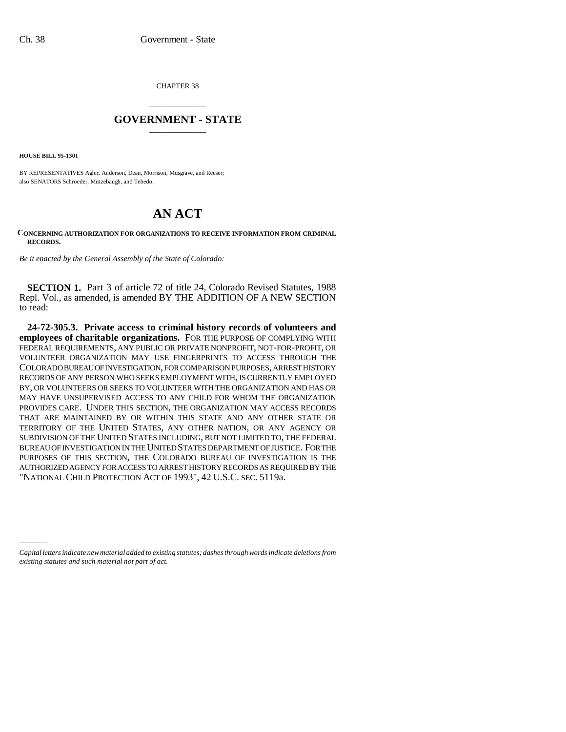CHAPTER 38

# GOVERNMENT - STATE

**HOUSE BILL 95-1301**

BY REPRESENTATIVES Agler, Anderson, Dean, Morrison, Musgrave, and Reeser;
also SENATORS Schroeder, Mutzebaugh, and Tebedo.

# AN ACT

**CONCERNING AUTHORIZATION FOR ORGANIZATIONS TO RECEIVE INFORMATION FROM CRIMINAL RECORDS.**

*Be it enacted by the General Assembly of the State of Colorado:*

**SECTION 1.** Part 3 of article 72 of title 24, Colorado Revised Statutes, 1988 Repl. Vol., as amended, is amended BY THE ADDITION OF A NEW SECTION to read:

**24-72-305.3. Private access to criminal history records of volunteers and employees of charitable organizations.** FOR THE PURPOSE OF COMPLYING WITH FEDERAL REQUIREMENTS, ANY PUBLIC OR PRIVATE NONPROFIT, NOT-FOR-PROFIT, OR VOLUNTEER ORGANIZATION MAY USE FINGERPRINTS TO ACCESS THROUGH THE COLORADO BUREAU OF INVESTIGATION, FOR COMPARISON PURPOSES, ARREST HISTORY RECORDS OF ANY PERSON WHO SEEKS EMPLOYMENT WITH, IS CURRENTLY EMPLOYED BY, OR VOLUNTEERS OR SEEKS TO VOLUNTEER WITH THE ORGANIZATION AND HAS OR MAY HAVE UNSUPERVISED ACCESS TO ANY CHILD FOR WHOM THE ORGANIZATION PROVIDES CARE. UNDER THIS SECTION, THE ORGANIZATION MAY ACCESS RECORDS THAT ARE MAINTAINED BY OR WITHIN THIS STATE AND ANY OTHER STATE OR TERRITORY OF THE UNITED STATES, ANY OTHER NATION, OR ANY AGENCY OR SUBDIVISION OF THE UNITED STATES INCLUDING, BUT NOT LIMITED TO, THE FEDERAL BUREAU OF INVESTIGATION IN THE UNITED STATES DEPARTMENT OF JUSTICE. FOR THE PURPOSES OF THIS SECTION, THE COLORADO BUREAU OF INVESTIGATION IS THE AUTHORIZED AGENCY FOR ACCESS TO ARREST HISTORY RECORDS AS REQUIRED BY THE "NATIONAL CHILD PROTECTION ACT OF 1993", 42 U.S.C. SEC. 5119a.

*Capital letters indicate new material added to existing statutes; dashes through words indicate deletions from existing statutes and such material not part of act.*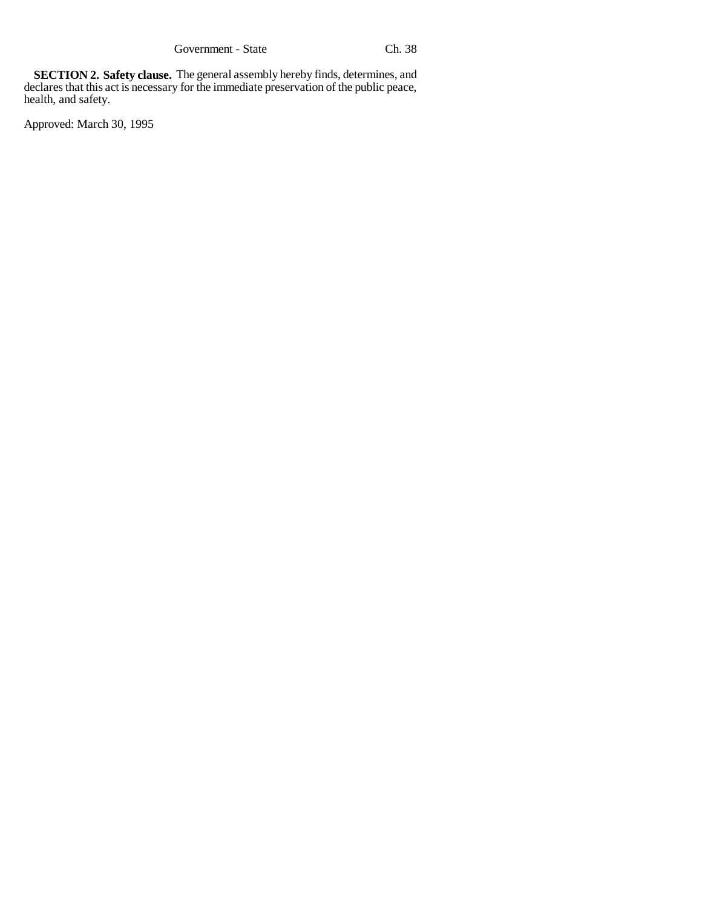**SECTION 2. Safety clause.** The general assembly hereby finds, determines, and declares that this act is necessary for the immediate preservation of the public peace, health, and safety.

Approved: March 30, 1995